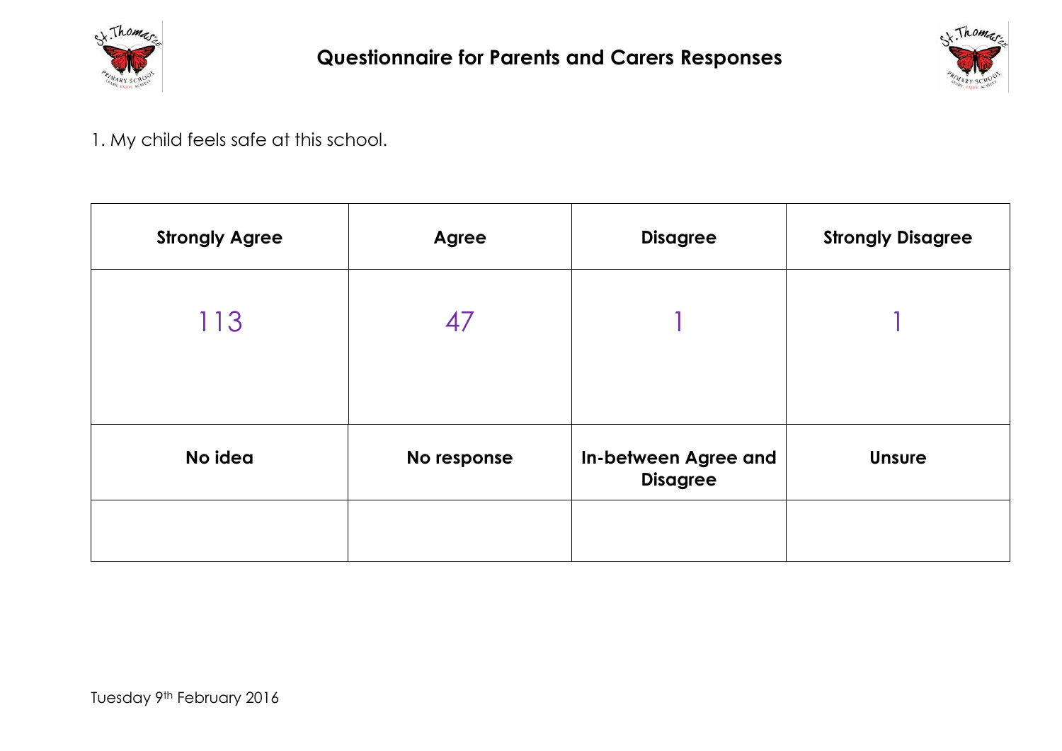# Questionnaire for Parents and Carers Responses

1. My child feels safe at this school.

| Strongly Agree | Agree | Disagree | Strongly Disagree |
|---|---|---|---|
| 113 | 47 | 1 | 1 |
| **No idea** | **No response** | **In-between Agree and Disagree** | **Unsure** |
| | | | |

Tuesday 9th February 2016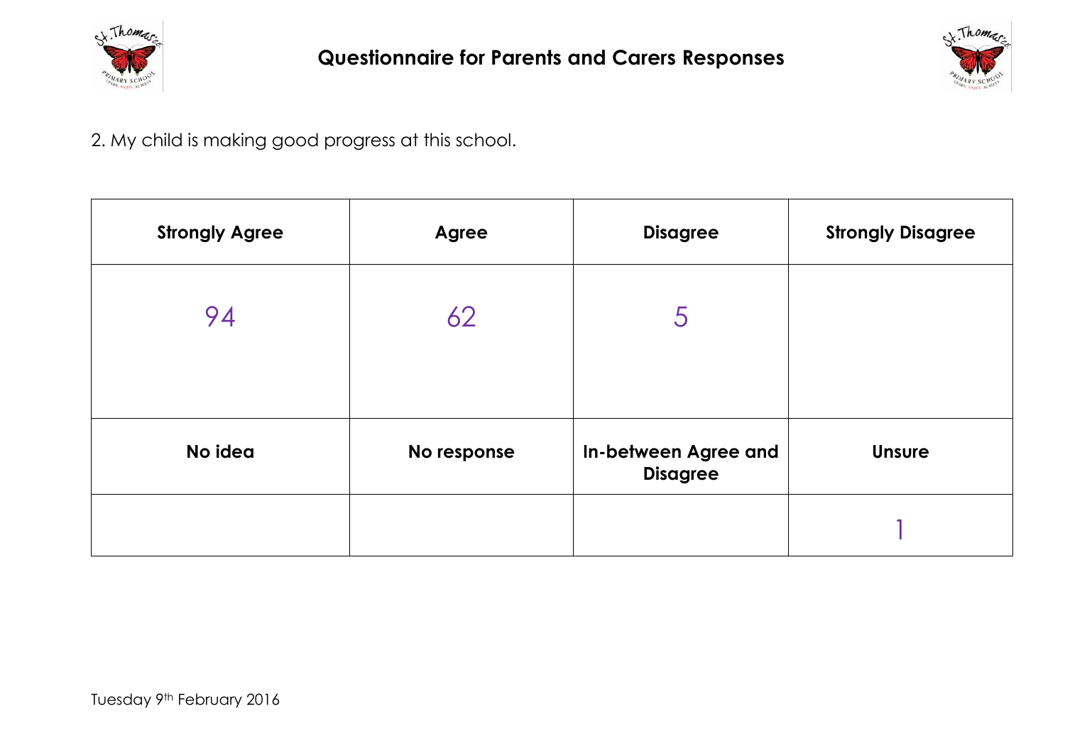# Questionnaire for Parents and Carers Responses

2. My child is making good progress at this school.

| Strongly Agree | Agree | Disagree | Strongly Disagree |
|---|---|---|---|
| 94 | 62 | 5 | |
| **No idea** | **No response** | **In-between Agree and Disagree** | **Unsure** |
| | | | 1 |

Tuesday 9th February 2016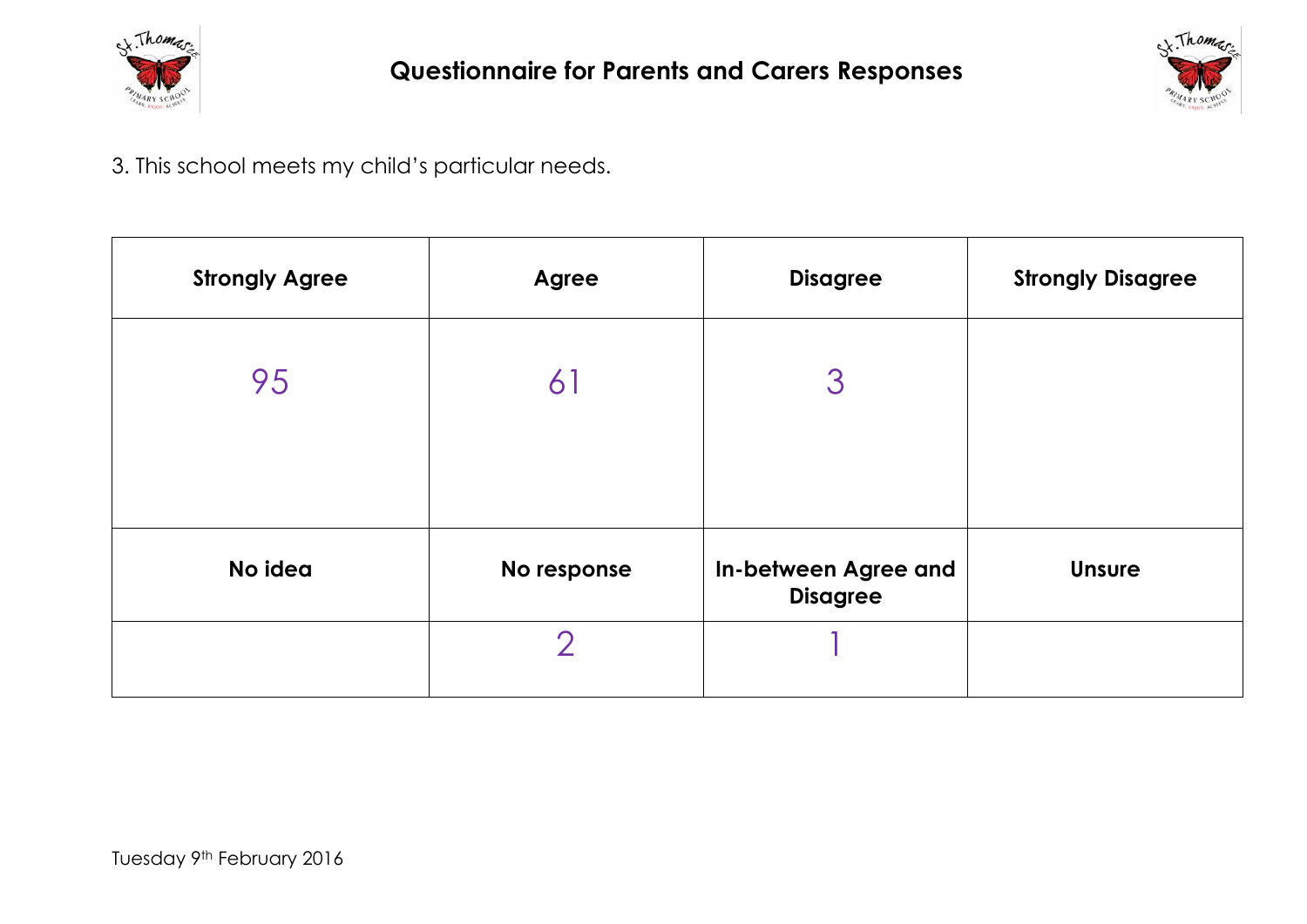# Questionnaire for Parents and Carers Responses

3. This school meets my child's particular needs.

| Strongly Agree | Agree | Disagree | Strongly Disagree |
|---|---|---|---|
| 95 | 61 | 3 | |
| **No idea** | **No response** | **In-between Agree and Disagree** | **Unsure** |
| | 2 | 1 | |

Tuesday 9th February 2016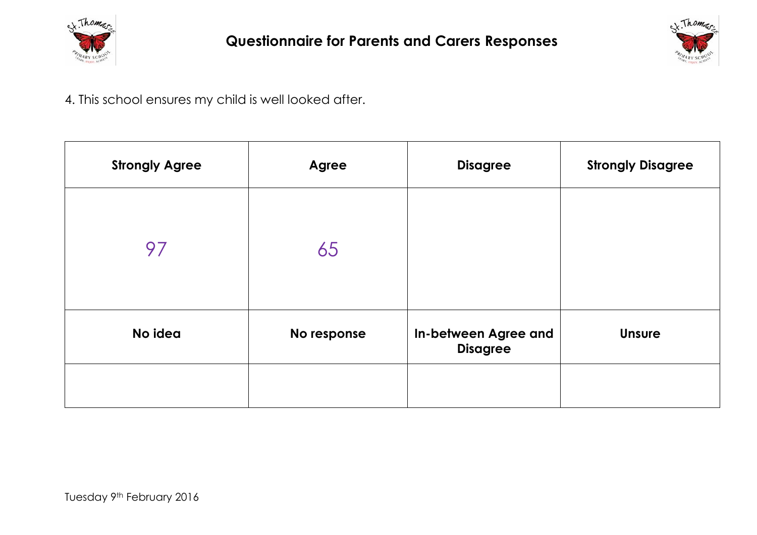# Questionnaire for Parents and Carers Responses

4. This school ensures my child is well looked after.

| Strongly Agree | Agree | Disagree | Strongly Disagree |
|---|---|---|---|
| 97 | 65 | | |
| **No idea** | **No response** | **In-between Agree and Disagree** | **Unsure** |
| | | | |

Tuesday 9th February 2016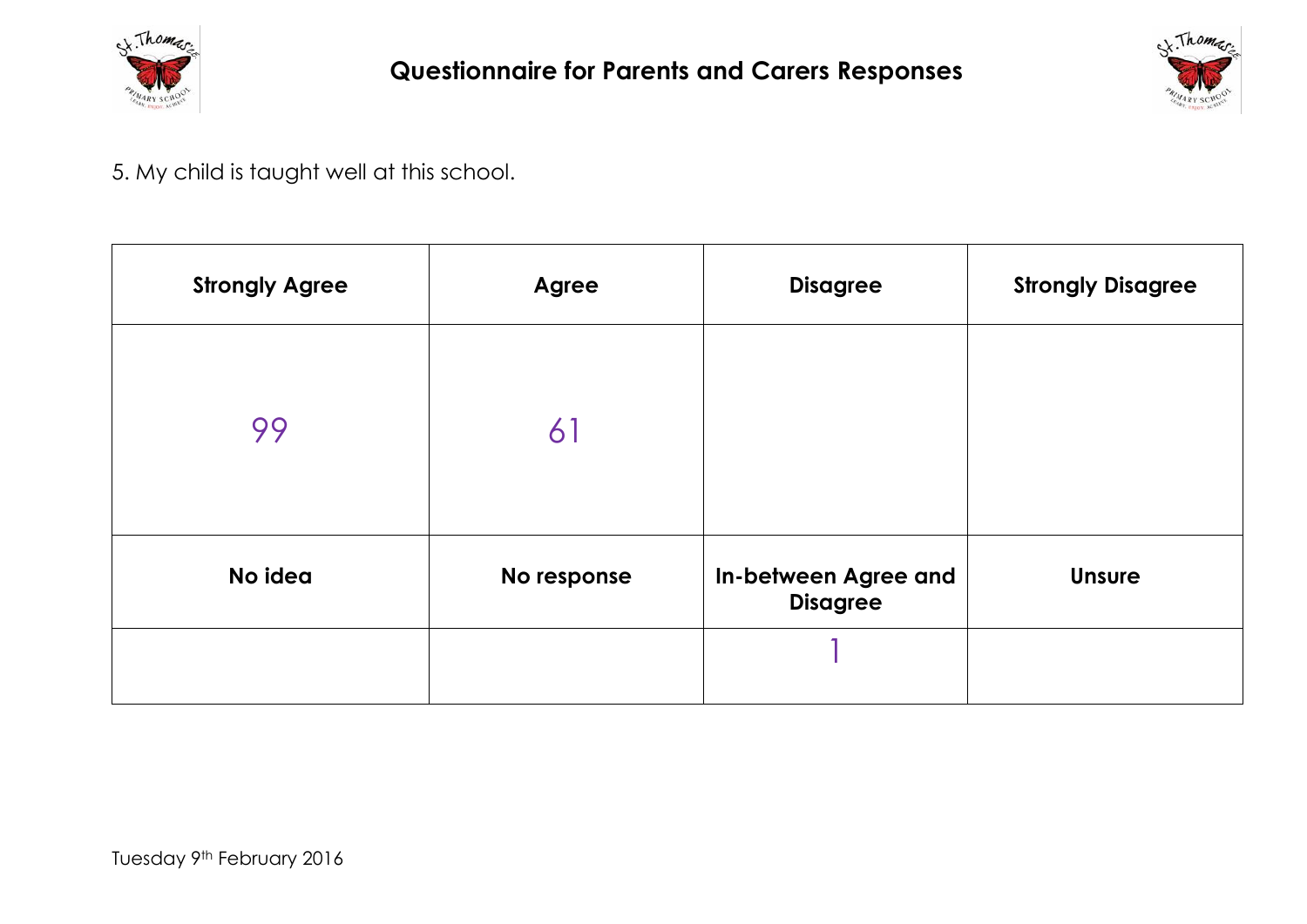# Questionnaire for Parents and Carers Responses

5. My child is taught well at this school.

| Strongly Agree | Agree | Disagree | Strongly Disagree |
|---|---|---|---|
| 99 | 61 | | |
| **No idea** | **No response** | **In-between Agree and Disagree** | **Unsure** |
| | | 1 | |

Tuesday 9th February 2016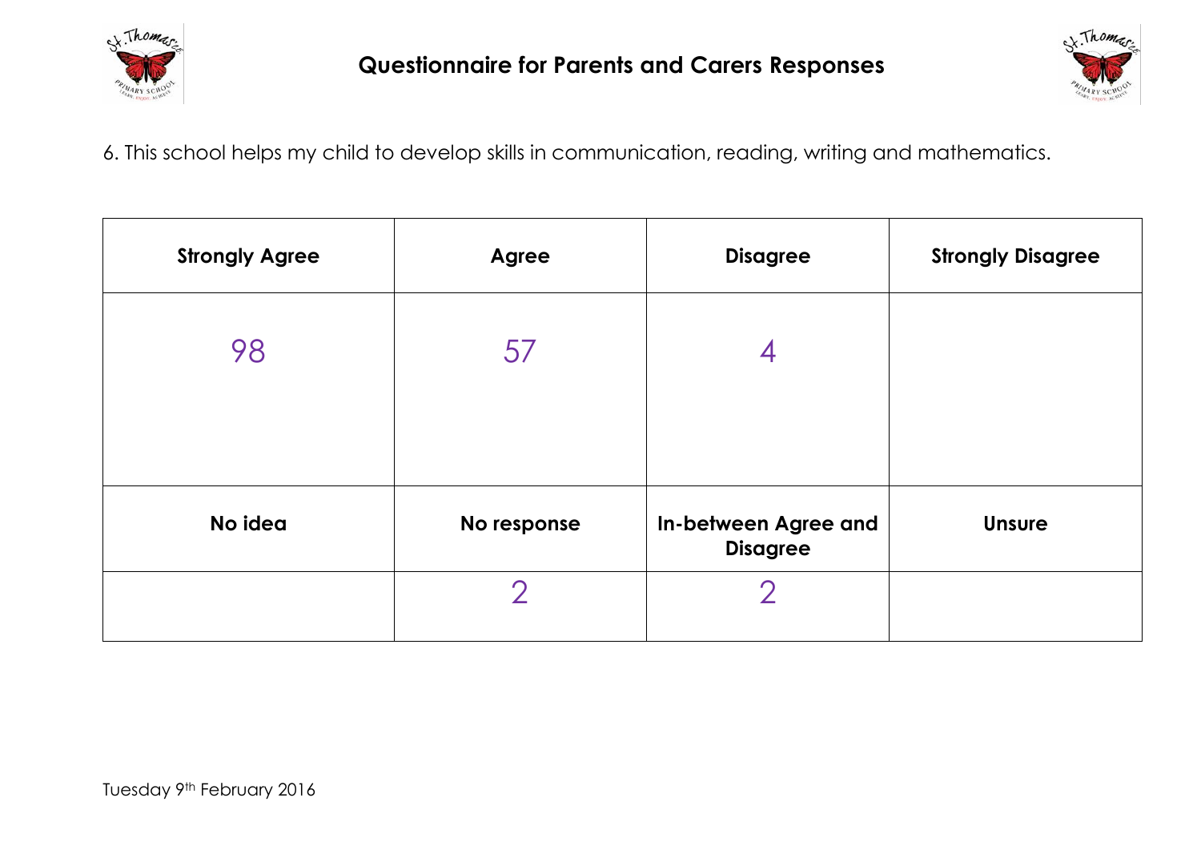# Questionnaire for Parents and Carers Responses

6. This school helps my child to develop skills in communication, reading, writing and mathematics.

| Strongly Agree | Agree | Disagree | Strongly Disagree |
|---|---|---|---|
| 98 | 57 | 4 | |
| **No idea** | **No response** | **In-between Agree and Disagree** | **Unsure** |
| | 2 | 2 | |

Tuesday 9th February 2016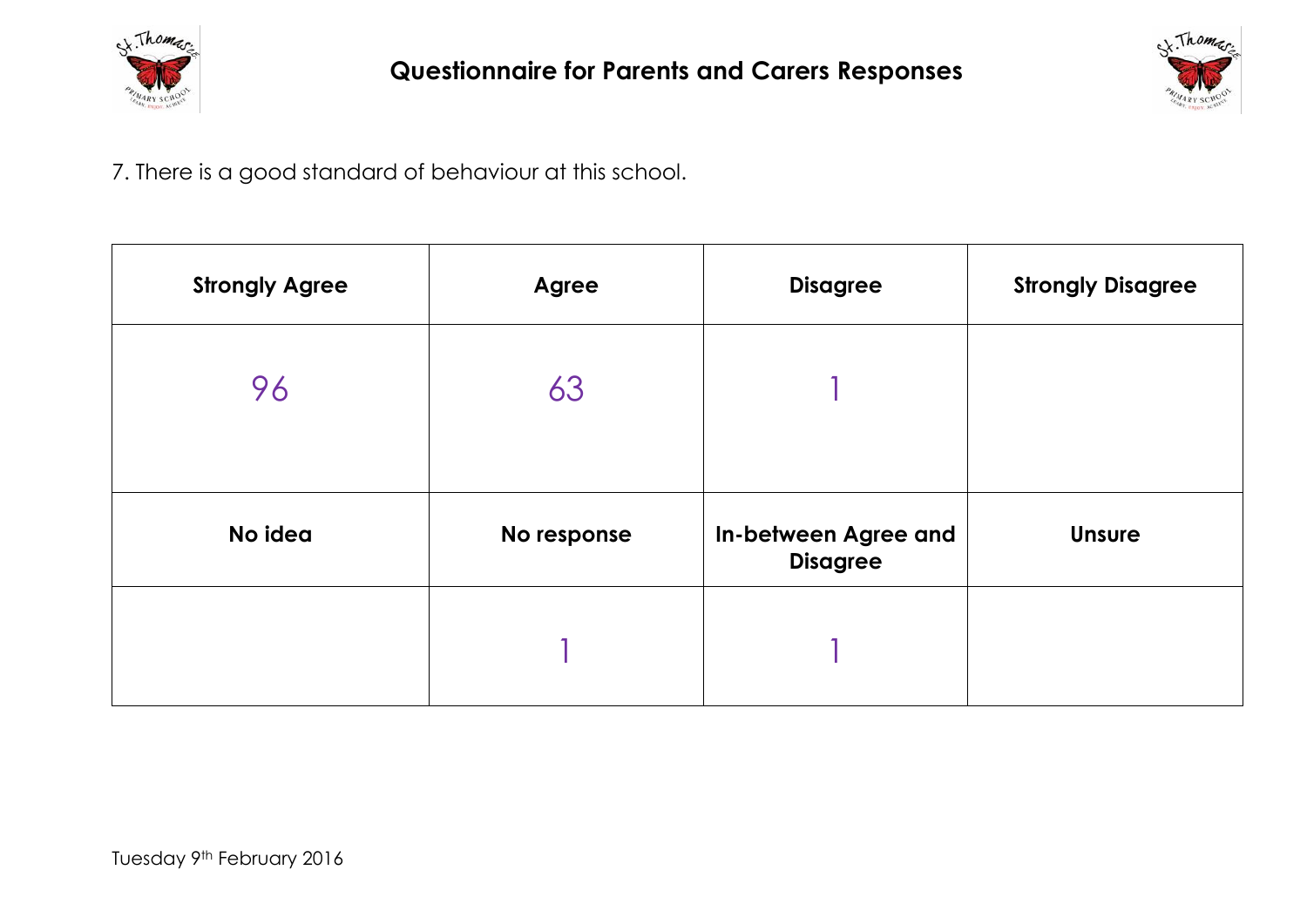# Questionnaire for Parents and Carers Responses

7. There is a good standard of behaviour at this school.

| Strongly Agree | Agree | Disagree | Strongly Disagree |
|---|---|---|---|
| 96 | 63 | 1 | |
| **No idea** | **No response** | **In-between Agree and Disagree** | **Unsure** |
| | 1 | 1 | |

Tuesday 9th February 2016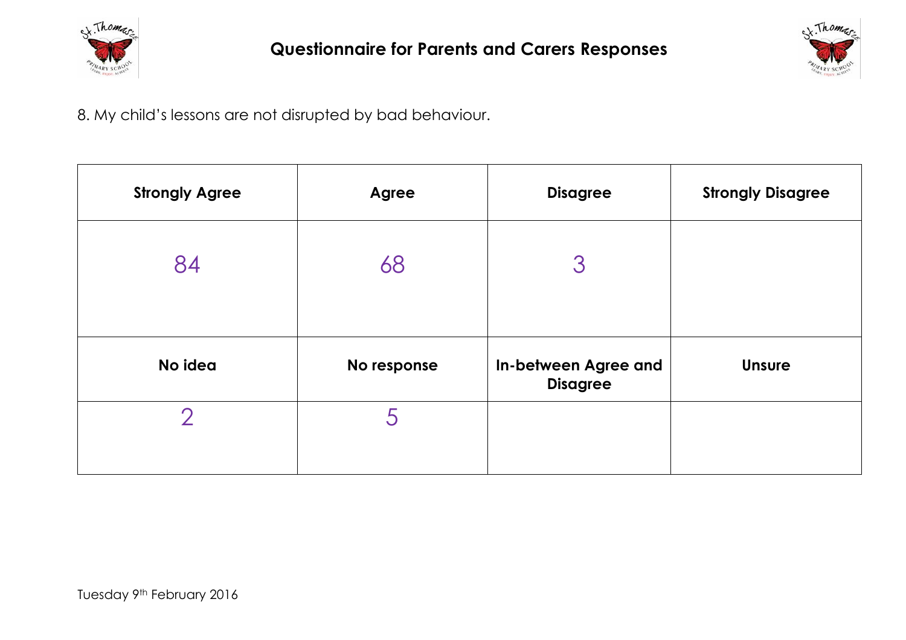# Questionnaire for Parents and Carers Responses

8. My child's lessons are not disrupted by bad behaviour.

| Strongly Agree | Agree | Disagree | Strongly Disagree |
|---|---|---|---|
| 84 | 68 | 3 | |
| **No idea** | **No response** | **In-between Agree and Disagree** | **Unsure** |
| 2 | 5 | | |

Tuesday 9th February 2016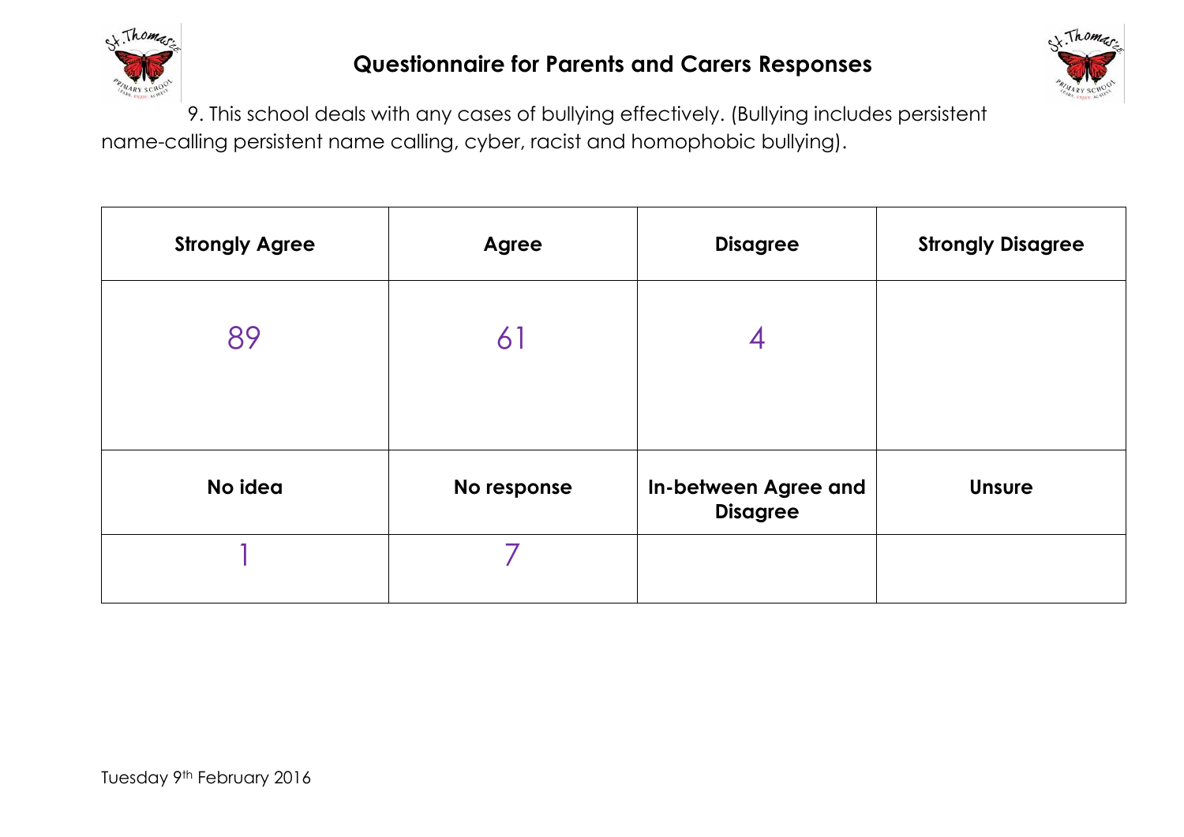# Questionnaire for Parents and Carers Responses

9. This school deals with any cases of bullying effectively. (Bullying includes persistent name-calling persistent name calling, cyber, racist and homophobic bullying).

| Strongly Agree | Agree | Disagree | Strongly Disagree |
|---|---|---|---|
| 89 | 61 | 4 | |
| **No idea** | **No response** | **In-between Agree and Disagree** | **Unsure** |
| 1 | 7 | | |

Tuesday 9th February 2016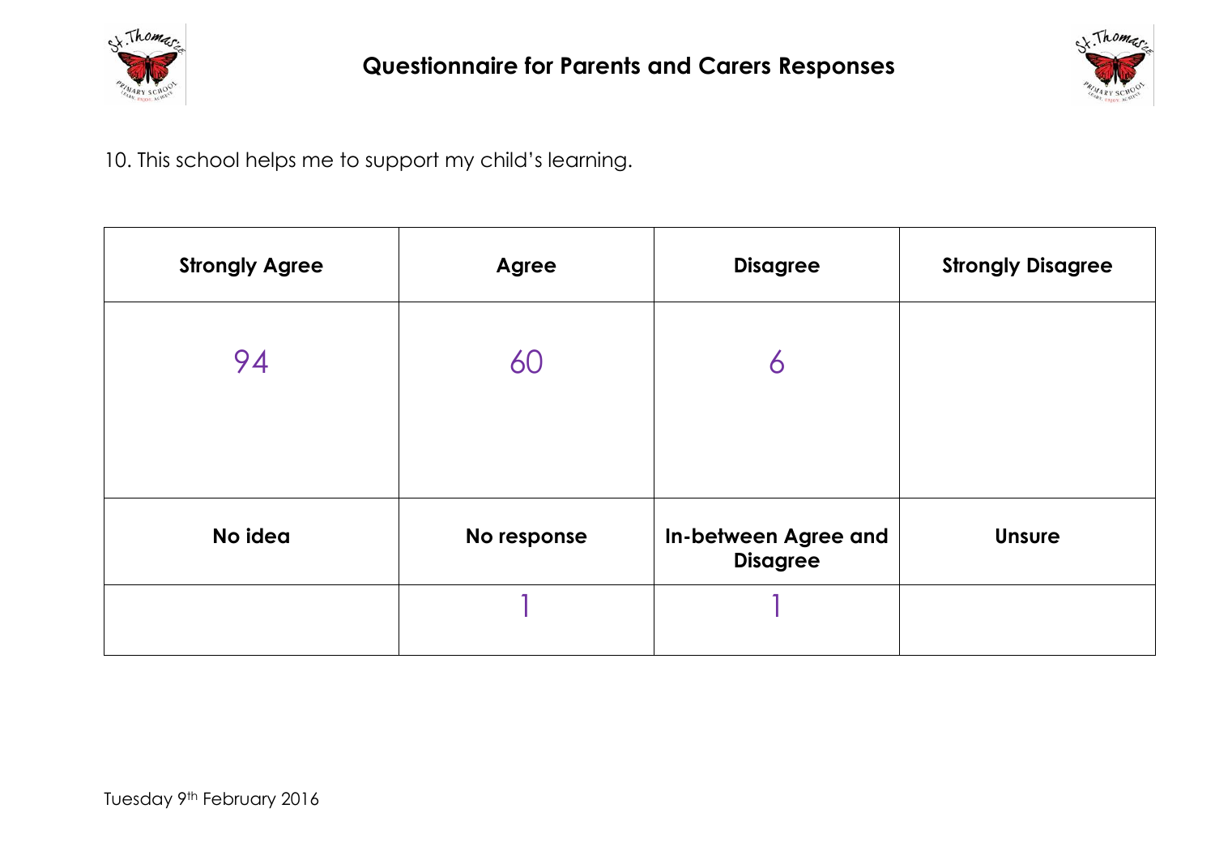# Questionnaire for Parents and Carers Responses

10. This school helps me to support my child's learning.

| Strongly Agree | Agree | Disagree | Strongly Disagree |
|---|---|---|---|
| 94 | 60 | 6 | |
| **No idea** | **No response** | **In-between Agree and Disagree** | **Unsure** |
| | 1 | 1 | |

Tuesday 9th February 2016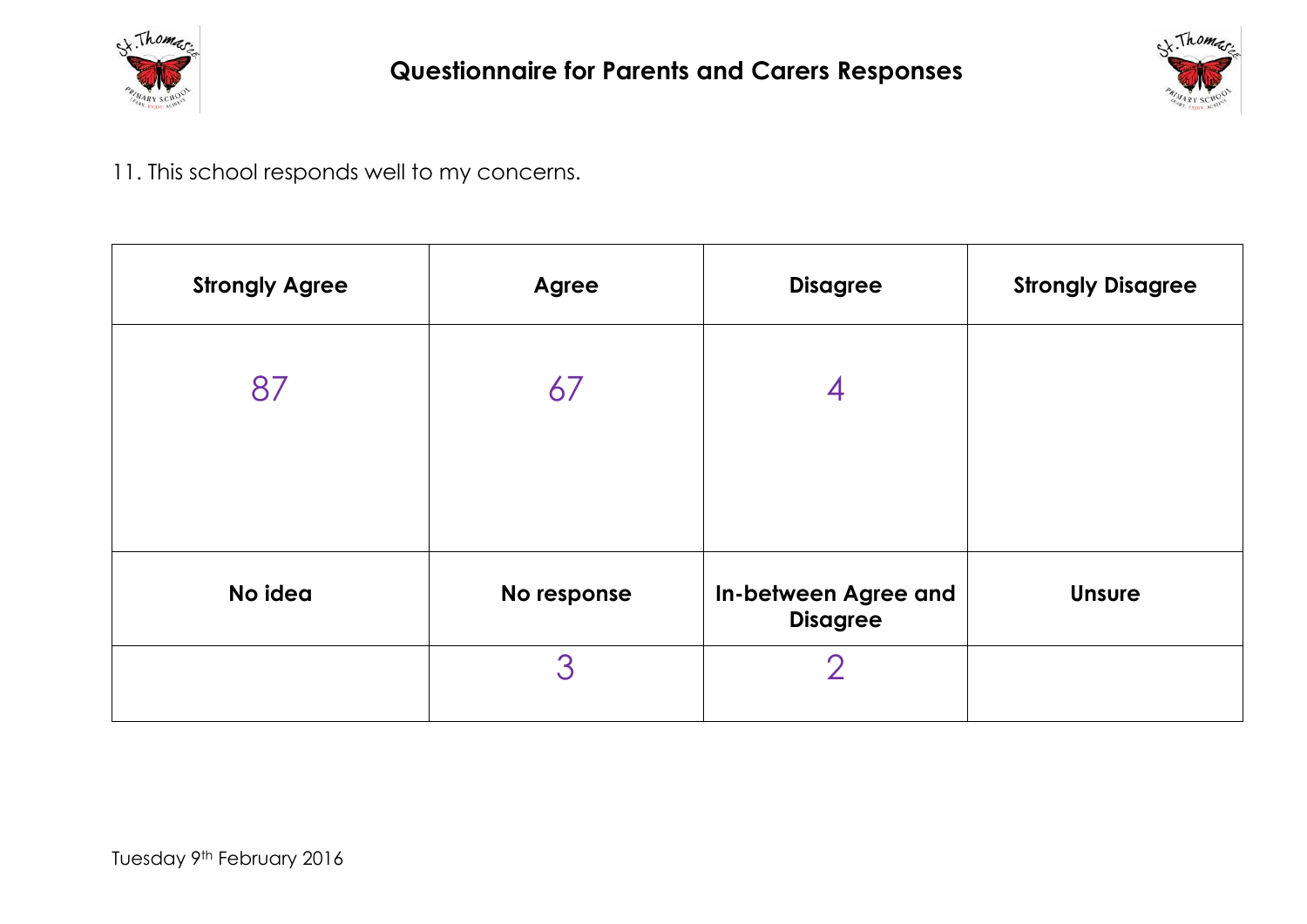# Questionnaire for Parents and Carers Responses

11. This school responds well to my concerns.

| Strongly Agree | Agree | Disagree | Strongly Disagree |
|---|---|---|---|
| 87 | 67 | 4 | |
| **No idea** | **No response** | **In-between Agree and Disagree** | **Unsure** |
| | 3 | 2 | |

Tuesday 9th February 2016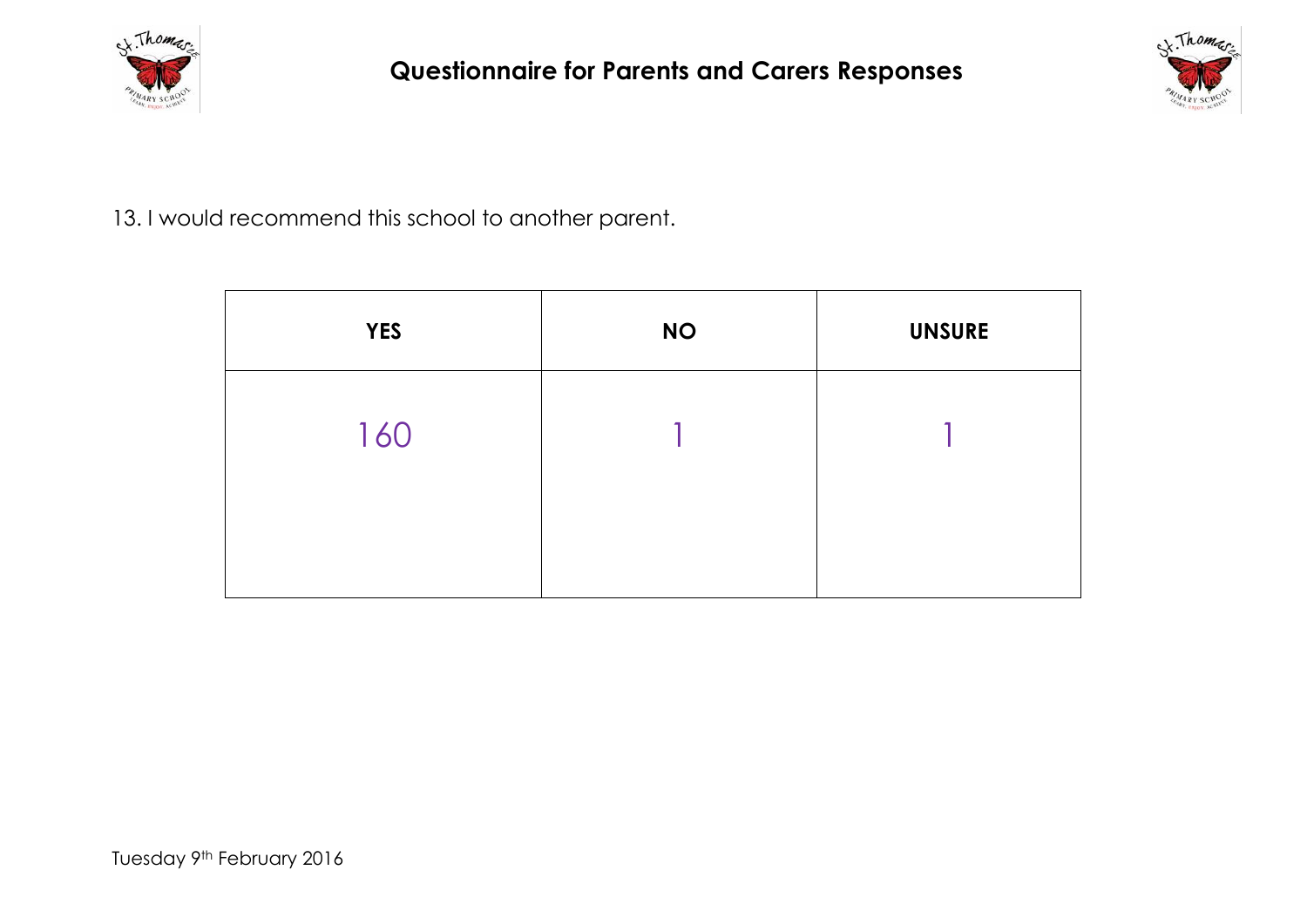# Questionnaire for Parents and Carers Responses

13. I would recommend this school to another parent.

| YES | NO | UNSURE |
|---|---|---|
| 160 | 1 | 1 |

Tuesday 9th February 2016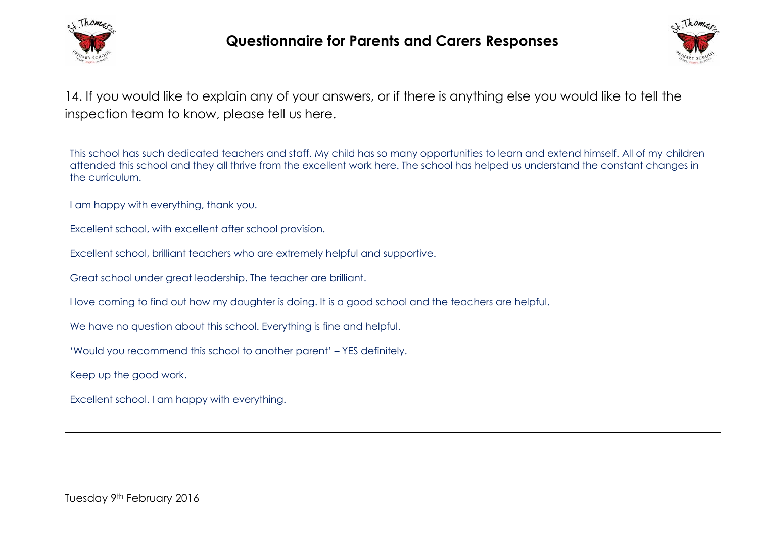# Questionnaire for Parents and Carers Responses

14. If you would like to explain any of your answers, or if there is anything else you would like to tell the inspection team to know, please tell us here.

This school has such dedicated teachers and staff. My child has so many opportunities to learn and extend himself. All of my children attended this school and they all thrive from the excellent work here. The school has helped us understand the constant changes in the curriculum.

I am happy with everything, thank you.

Excellent school, with excellent after school provision.

Excellent school, brilliant teachers who are extremely helpful and supportive.

Great school under great leadership. The teacher are brilliant.

I love coming to find out how my daughter is doing. It is a good school and the teachers are helpful.

We have no question about this school. Everything is fine and helpful.

'Would you recommend this school to another parent' – YES definitely.

Keep up the good work.

Excellent school. I am happy with everything.

Tuesday 9th February 2016